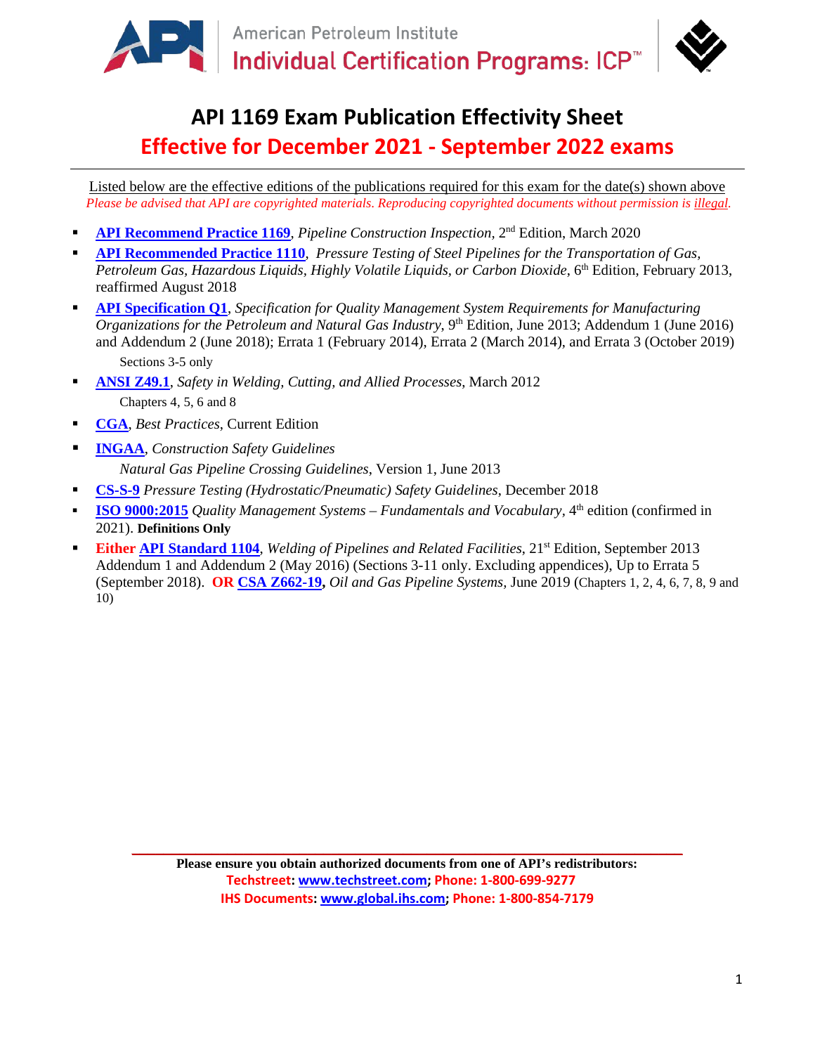American Petroleum Institute
Individual Certification Programs: ICP™

# API 1169 Exam Publication Effectivity Sheet

## Effective for December 2021 - September 2022 exams

Listed below are the effective editions of the publications required for this exam for the date(s) shown above

*Please be advised that API are copyrighted materials. Reproducing copyrighted documents without permission is illegal.*

- **API Recommend Practice 1169**, *Pipeline Construction Inspection*, 2nd Edition, March 2020
- **API Recommended Practice 1110**, *Pressure Testing of Steel Pipelines for the Transportation of Gas, Petroleum Gas, Hazardous Liquids, Highly Volatile Liquids, or Carbon Dioxide*, 6th Edition, February 2013, reaffirmed August 2018
- **API Specification Q1**, *Specification for Quality Management System Requirements for Manufacturing Organizations for the Petroleum and Natural Gas Industry*, 9th Edition, June 2013; Addendum 1 (June 2016) and Addendum 2 (June 2018); Errata 1 (February 2014), Errata 2 (March 2014), and Errata 3 (October 2019)
  - Sections 3-5 only
- **ANSI Z49.1**, *Safety in Welding, Cutting, and Allied Processes*, March 2012
  - Chapters 4, 5, 6 and 8
- **CGA**, *Best Practices*, Current Edition
- **INGAA**, *Construction Safety Guidelines*
  - *Natural Gas Pipeline Crossing Guidelines*, Version 1, June 2013
- **CS-S-9** *Pressure Testing (Hydrostatic/Pneumatic) Safety Guidelines*, December 2018
- **ISO 9000:2015** *Quality Management Systems – Fundamentals and Vocabulary*, 4th edition (confirmed in 2021). **Definitions Only**
- **Either API Standard 1104**, *Welding of Pipelines and Related Facilities*, 21st Edition, September 2013 Addendum 1 and Addendum 2 (May 2016) (Sections 3-11 only. Excluding appendices), Up to Errata 5 (September 2018). **OR CSA Z662-19,** *Oil and Gas Pipeline Systems*, June 2019 (Chapters 1, 2, 4, 6, 7, 8, 9 and 10)

---

**Please ensure you obtain authorized documents from one of API's redistributors:**

**Techstreet: www.techstreet.com; Phone: 1-800-699-9277**

**IHS Documents: www.global.ihs.com; Phone: 1-800-854-7179**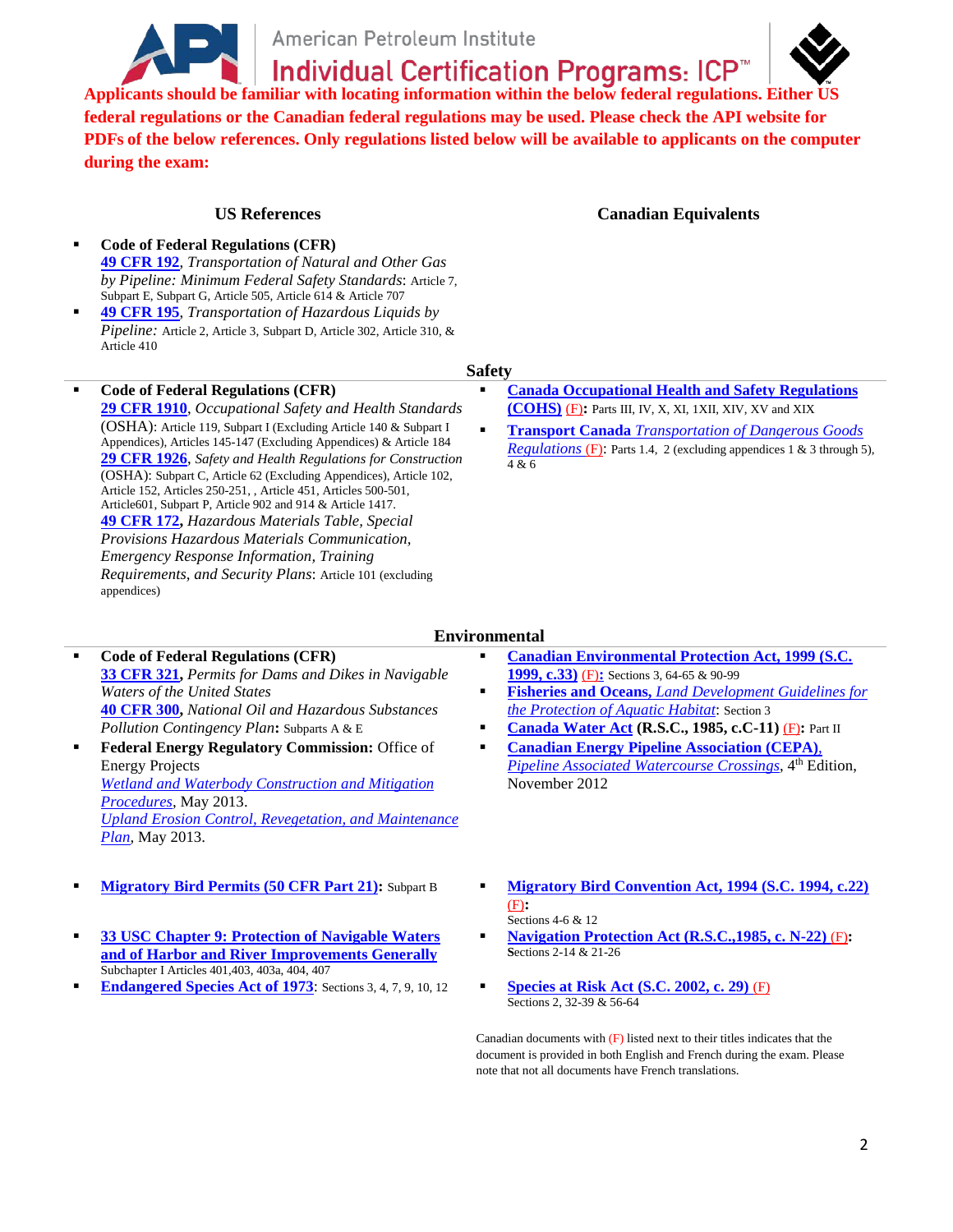American Petroleum Institute

Individual Certification Programs: ICP™

**Applicants should be familiar with locating information within the below federal regulations. Either US federal regulations or the Canadian federal regulations may be used. Please check the API website for PDFs of the below references. Only regulations listed below will be available to applicants on the computer during the exam:**

| US References | Canadian Equivalents |
|---|---|
| **Code of Federal Regulations (CFR)**<br>**49 CFR 192**, *Transportation of Natural and Other Gas by Pipeline: Minimum Federal Safety Standards*: Article 7, Subpart E, Subpart G, Article 505, Article 614 & Article 707<br>**49 CFR 195**, *Transportation of Hazardous Liquids by Pipeline:* Article 2, Article 3, Subpart D, Article 302, Article 310, & Article 410 | |

## Safety

| US References | Canadian Equivalents |
|---|---|
| **Code of Federal Regulations (CFR)**<br>**29 CFR 1910**, *Occupational Safety and Health Standards* (OSHA): Article 119, Subpart I (Excluding Article 140 & Subpart I Appendices), Articles 145-147 (Excluding Appendices) & Article 184<br>**29 CFR 1926**, *Safety and Health Regulations for Construction* (OSHA): Subpart C, Article 62 (Excluding Appendices), Article 102, Article 152, Articles 250-251, , Article 451, Articles 500-501, Article601, Subpart P, Article 902 and 914 & Article 1417.<br>**49 CFR 172**, *Hazardous Materials Table, Special Provisions Hazardous Materials Communication, Emergency Response Information, Training Requirements, and Security Plans*: Article 101 (excluding appendices) | **Canada Occupational Health and Safety Regulations (COHS)** (F)**:** Parts III, IV, X, XI, 1XII, XIV, XV and XIX<br>**Transport Canada** *Transportation of Dangerous Goods Regulations* (F): Parts 1.4, 2 (excluding appendices 1 & 3 through 5), 4 & 6 |

## Environmental

| US References | Canadian Equivalents |
|---|---|
| **Code of Federal Regulations (CFR)**<br>**33 CFR 321**, *Permits for Dams and Dikes in Navigable Waters of the United States*<br>**40 CFR 300**, *National Oil and Hazardous Substances Pollution Contingency Plan***:** Subparts A & E | **Canadian Environmental Protection Act, 1999 (S.C. 1999, c.33)** (F)**:** Sections 3, 64-65 & 90-99<br>**Fisheries and Oceans,** *Land Development Guidelines for the Protection of Aquatic Habitat*: Section 3<br>**Canada Water Act** **(R.S.C., 1985, c.C-11)** (F)**:** Part II |
| **Federal Energy Regulatory Commission:** Office of Energy Projects<br>*Wetland and Waterbody Construction and Mitigation Procedures*, May 2013.<br>*Upland Erosion Control, Revegetation, and Maintenance Plan*, May 2013. | **Canadian Energy Pipeline Association (CEPA),** *Pipeline Associated Watercourse Crossings*, 4th Edition, November 2012 |
| **Migratory Bird Permits (50 CFR Part 21):** Subpart B | **Migratory Bird Convention Act, 1994 (S.C. 1994, c.22)** (F)**:** Sections 4-6 & 12 |
| **33 USC Chapter 9: Protection of Navigable Waters and of Harbor and River Improvements Generally** Subchapter I Articles 401,403, 403a, 404, 407 | **Navigation Protection Act (R.S.C.,1985, c. N-22)** (F)**:** Sections 2-14 & 21-26 |
| **Endangered Species Act of 1973**: Sections 3, 4, 7, 9, 10, 12 | **Species at Risk Act (S.C. 2002, c. 29)** (F) Sections 2, 32-39 & 56-64 |

Canadian documents with (F) listed next to their titles indicates that the document is provided in both English and French during the exam. Please note that not all documents have French translations.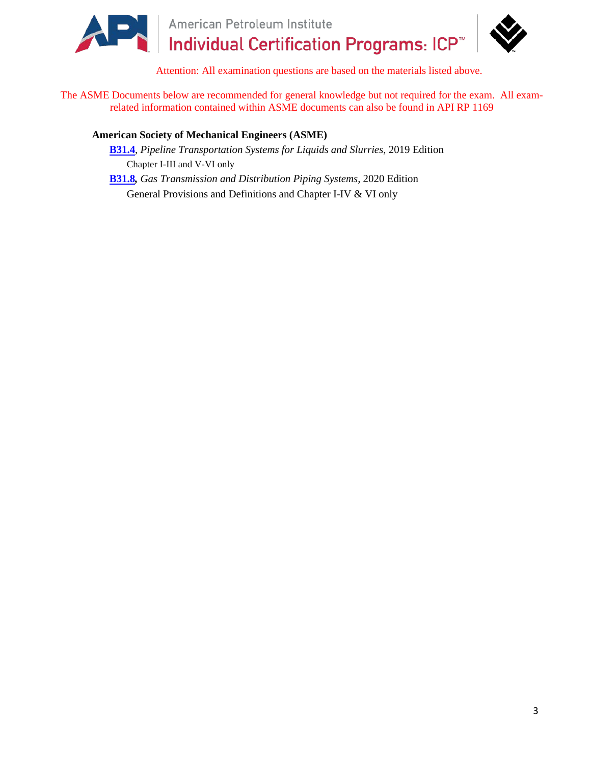Attention: All examination questions are based on the materials listed above.

The ASME Documents below are recommended for general knowledge but not required for the exam. All exam-related information contained within ASME documents can also be found in API RP 1169

**American Society of Mechanical Engineers (ASME)**

**B31.4**, *Pipeline Transportation Systems for Liquids and Slurries*, 2019 Edition
Chapter I-III and V-VI only

**B31.8**, *Gas Transmission and Distribution Piping Systems*, 2020 Edition
General Provisions and Definitions and Chapter I-IV & VI only